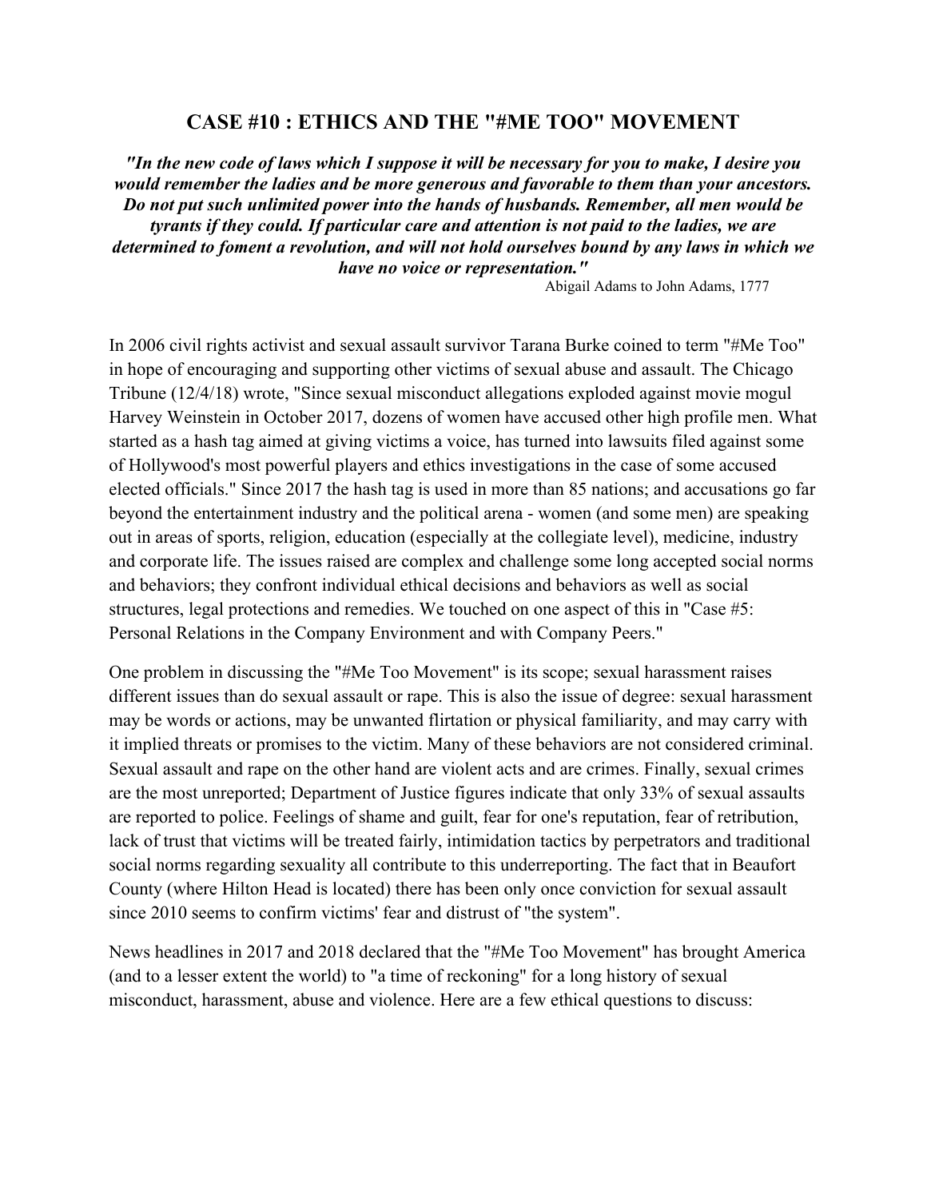# CASE #10 : ETHICS AND THE "#ME TOO" MOVEMENT

***"In the new code of laws which I suppose it will be necessary for you to make, I desire you would remember the ladies and be more generous and favorable to them than your ancestors. Do not put such unlimited power into the hands of husbands. Remember, all men would be tyrants if they could. If particular care and attention is not paid to the ladies, we are determined to foment a revolution, and will not hold ourselves bound by any laws in which we have no voice or representation."***

Abigail Adams to John Adams, 1777

In 2006 civil rights activist and sexual assault survivor Tarana Burke coined to term "#Me Too" in hope of encouraging and supporting other victims of sexual abuse and assault. The Chicago Tribune (12/4/18) wrote, "Since sexual misconduct allegations exploded against movie mogul Harvey Weinstein in October 2017, dozens of women have accused other high profile men. What started as a hash tag aimed at giving victims a voice, has turned into lawsuits filed against some of Hollywood's most powerful players and ethics investigations in the case of some accused elected officials." Since 2017 the hash tag is used in more than 85 nations; and accusations go far beyond the entertainment industry and the political arena - women (and some men) are speaking out in areas of sports, religion, education (especially at the collegiate level), medicine, industry and corporate life. The issues raised are complex and challenge some long accepted social norms and behaviors; they confront individual ethical decisions and behaviors as well as social structures, legal protections and remedies. We touched on one aspect of this in "Case #5: Personal Relations in the Company Environment and with Company Peers."

One problem in discussing the "#Me Too Movement" is its scope; sexual harassment raises different issues than do sexual assault or rape. This is also the issue of degree: sexual harassment may be words or actions, may be unwanted flirtation or physical familiarity, and may carry with it implied threats or promises to the victim. Many of these behaviors are not considered criminal. Sexual assault and rape on the other hand are violent acts and are crimes. Finally, sexual crimes are the most unreported; Department of Justice figures indicate that only 33% of sexual assaults are reported to police. Feelings of shame and guilt, fear for one's reputation, fear of retribution, lack of trust that victims will be treated fairly, intimidation tactics by perpetrators and traditional social norms regarding sexuality all contribute to this underreporting. The fact that in Beaufort County (where Hilton Head is located) there has been only once conviction for sexual assault since 2010 seems to confirm victims' fear and distrust of "the system".

News headlines in 2017 and 2018 declared that the "#Me Too Movement" has brought America (and to a lesser extent the world) to "a time of reckoning" for a long history of sexual misconduct, harassment, abuse and violence. Here are a few ethical questions to discuss: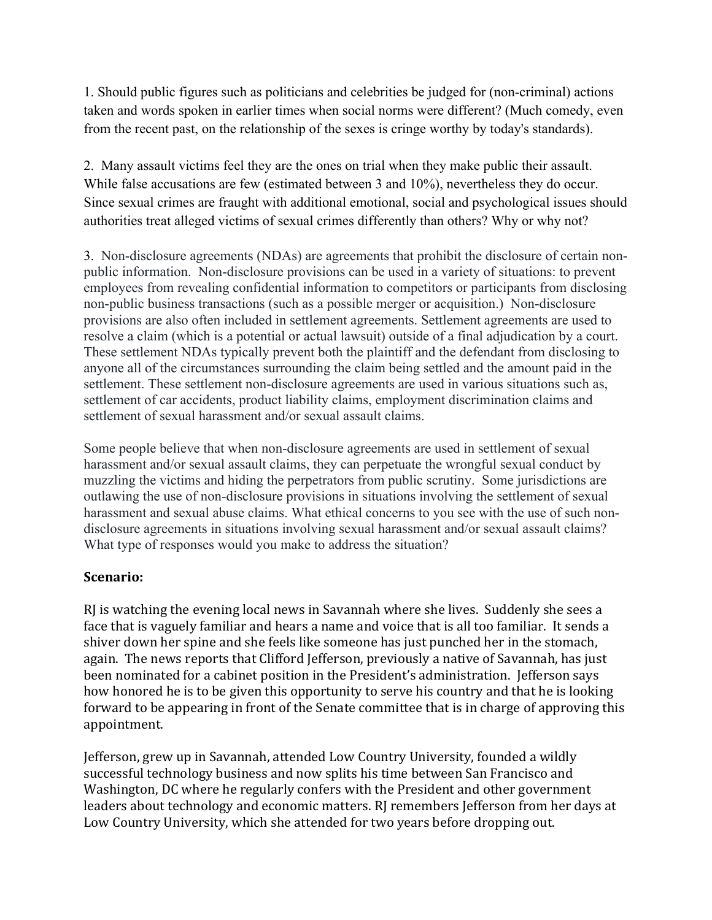1. Should public figures such as politicians and celebrities be judged for (non-criminal) actions taken and words spoken in earlier times when social norms were different? (Much comedy, even from the recent past, on the relationship of the sexes is cringe worthy by today's standards).

2. Many assault victims feel they are the ones on trial when they make public their assault. While false accusations are few (estimated between 3 and 10%), nevertheless they do occur. Since sexual crimes are fraught with additional emotional, social and psychological issues should authorities treat alleged victims of sexual crimes differently than others? Why or why not?

3. Non-disclosure agreements (NDAs) are agreements that prohibit the disclosure of certain non-public information. Non-disclosure provisions can be used in a variety of situations: to prevent employees from revealing confidential information to competitors or participants from disclosing non-public business transactions (such as a possible merger or acquisition.) Non-disclosure provisions are also often included in settlement agreements. Settlement agreements are used to resolve a claim (which is a potential or actual lawsuit) outside of a final adjudication by a court. These settlement NDAs typically prevent both the plaintiff and the defendant from disclosing to anyone all of the circumstances surrounding the claim being settled and the amount paid in the settlement. These settlement non-disclosure agreements are used in various situations such as, settlement of car accidents, product liability claims, employment discrimination claims and settlement of sexual harassment and/or sexual assault claims.

Some people believe that when non-disclosure agreements are used in settlement of sexual harassment and/or sexual assault claims, they can perpetuate the wrongful sexual conduct by muzzling the victims and hiding the perpetrators from public scrutiny. Some jurisdictions are outlawing the use of non-disclosure provisions in situations involving the settlement of sexual harassment and sexual abuse claims. What ethical concerns to you see with the use of such non-disclosure agreements in situations involving sexual harassment and/or sexual assault claims? What type of responses would you make to address the situation?

**Scenario:**

RJ is watching the evening local news in Savannah where she lives. Suddenly she sees a face that is vaguely familiar and hears a name and voice that is all too familiar. It sends a shiver down her spine and she feels like someone has just punched her in the stomach, again. The news reports that Clifford Jefferson, previously a native of Savannah, has just been nominated for a cabinet position in the President's administration. Jefferson says how honored he is to be given this opportunity to serve his country and that he is looking forward to be appearing in front of the Senate committee that is in charge of approving this appointment.

Jefferson, grew up in Savannah, attended Low Country University, founded a wildly successful technology business and now splits his time between San Francisco and Washington, DC where he regularly confers with the President and other government leaders about technology and economic matters. RJ remembers Jefferson from her days at Low Country University, which she attended for two years before dropping out.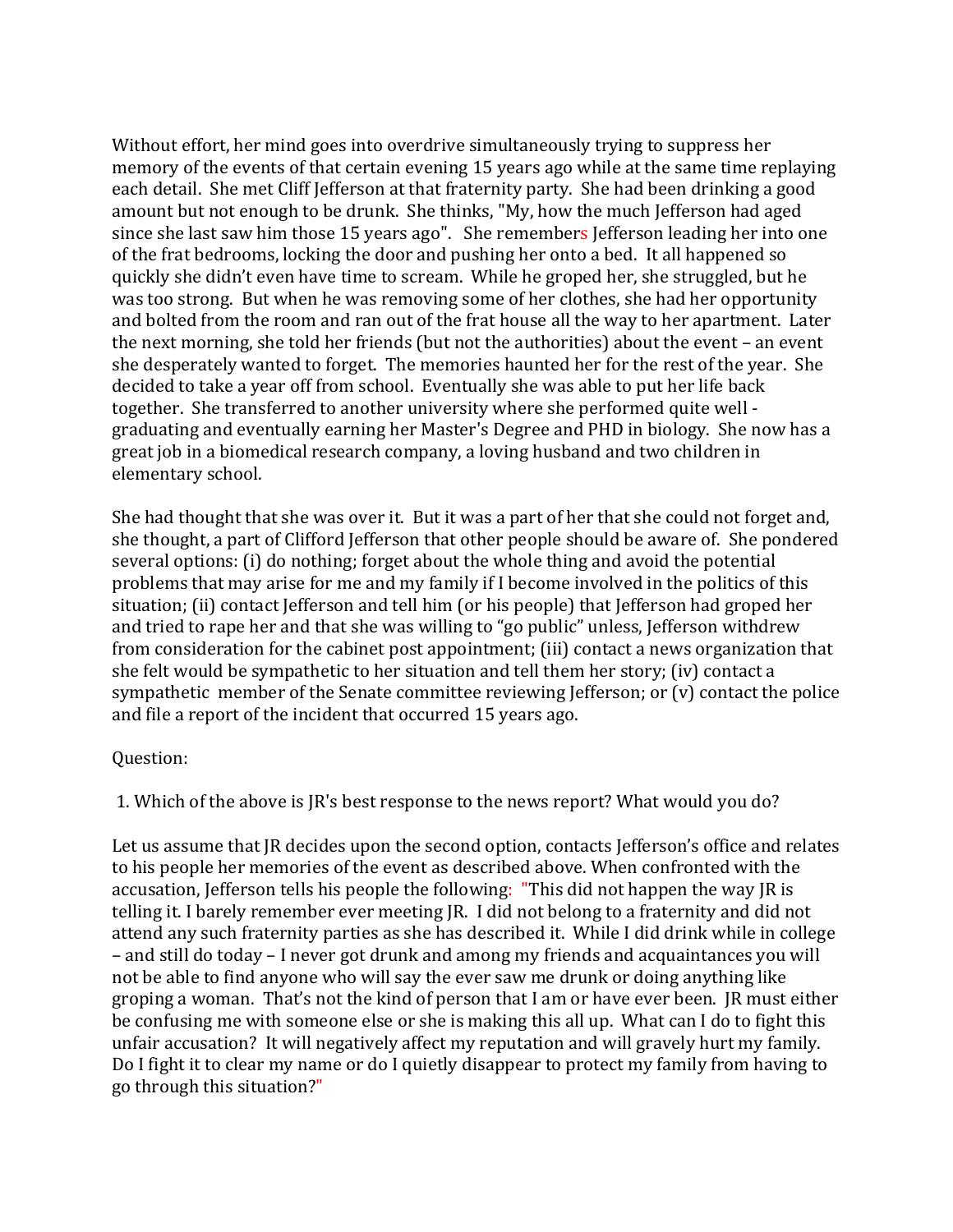Without effort, her mind goes into overdrive simultaneously trying to suppress her memory of the events of that certain evening 15 years ago while at the same time replaying each detail. She met Cliff Jefferson at that fraternity party. She had been drinking a good amount but not enough to be drunk. She thinks, "My, how the much Jefferson had aged since she last saw him those 15 years ago". She remembers Jefferson leading her into one of the frat bedrooms, locking the door and pushing her onto a bed. It all happened so quickly she didn't even have time to scream. While he groped her, she struggled, but he was too strong. But when he was removing some of her clothes, she had her opportunity and bolted from the room and ran out of the frat house all the way to her apartment. Later the next morning, she told her friends (but not the authorities) about the event – an event she desperately wanted to forget. The memories haunted her for the rest of the year. She decided to take a year off from school. Eventually she was able to put her life back together. She transferred to another university where she performed quite well - graduating and eventually earning her Master's Degree and PHD in biology. She now has a great job in a biomedical research company, a loving husband and two children in elementary school.

She had thought that she was over it. But it was a part of her that she could not forget and, she thought, a part of Clifford Jefferson that other people should be aware of. She pondered several options: (i) do nothing; forget about the whole thing and avoid the potential problems that may arise for me and my family if I become involved in the politics of this situation; (ii) contact Jefferson and tell him (or his people) that Jefferson had groped her and tried to rape her and that she was willing to "go public" unless, Jefferson withdrew from consideration for the cabinet post appointment; (iii) contact a news organization that she felt would be sympathetic to her situation and tell them her story; (iv) contact a sympathetic member of the Senate committee reviewing Jefferson; or (v) contact the police and file a report of the incident that occurred 15 years ago.

Question:

1. Which of the above is JR's best response to the news report? What would you do?

Let us assume that JR decides upon the second option, contacts Jefferson's office and relates to his people her memories of the event as described above. When confronted with the accusation, Jefferson tells his people the following: "This did not happen the way JR is telling it. I barely remember ever meeting JR. I did not belong to a fraternity and did not attend any such fraternity parties as she has described it. While I did drink while in college – and still do today – I never got drunk and among my friends and acquaintances you will not be able to find anyone who will say the ever saw me drunk or doing anything like groping a woman. That's not the kind of person that I am or have ever been. JR must either be confusing me with someone else or she is making this all up. What can I do to fight this unfair accusation? It will negatively affect my reputation and will gravely hurt my family. Do I fight it to clear my name or do I quietly disappear to protect my family from having to go through this situation?"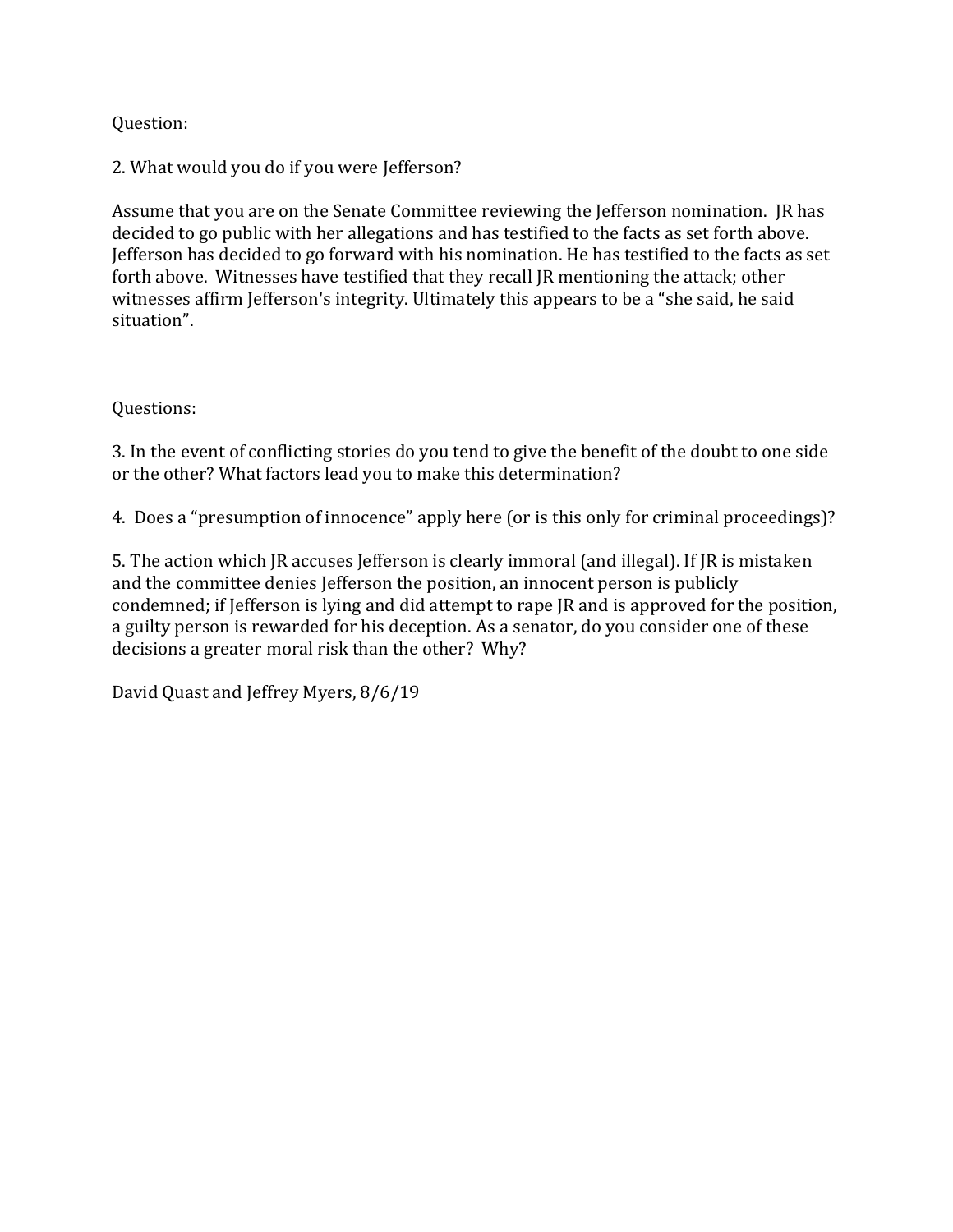Question:

2. What would you do if you were Jefferson?

Assume that you are on the Senate Committee reviewing the Jefferson nomination. JR has decided to go public with her allegations and has testified to the facts as set forth above. Jefferson has decided to go forward with his nomination. He has testified to the facts as set forth above. Witnesses have testified that they recall JR mentioning the attack; other witnesses affirm Jefferson's integrity. Ultimately this appears to be a "she said, he said situation".

Questions:

3. In the event of conflicting stories do you tend to give the benefit of the doubt to one side or the other? What factors lead you to make this determination?

4. Does a "presumption of innocence" apply here (or is this only for criminal proceedings)?

5. The action which JR accuses Jefferson is clearly immoral (and illegal). If JR is mistaken and the committee denies Jefferson the position, an innocent person is publicly condemned; if Jefferson is lying and did attempt to rape JR and is approved for the position, a guilty person is rewarded for his deception. As a senator, do you consider one of these decisions a greater moral risk than the other? Why?

David Quast and Jeffrey Myers, 8/6/19